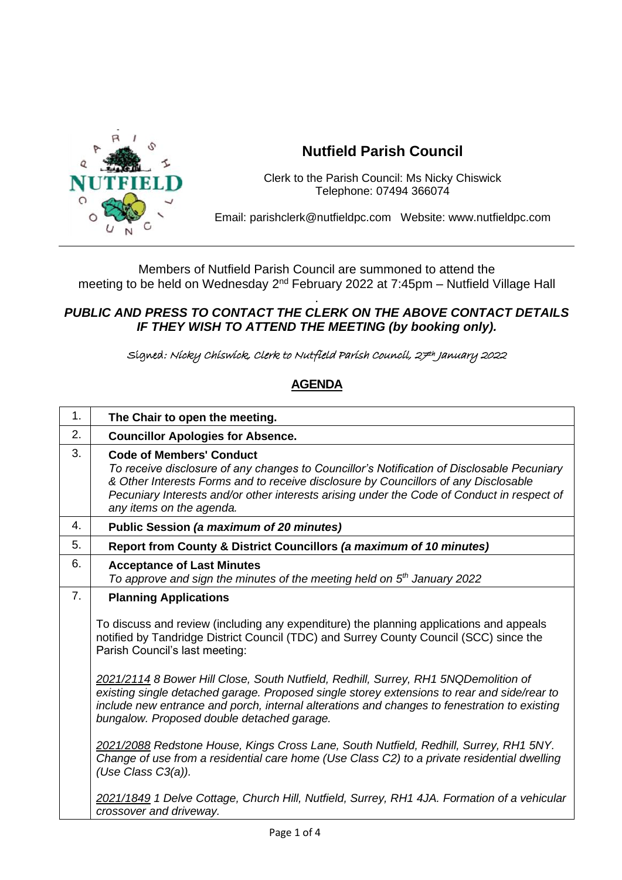# Nutfield Parish Council

Clerk to the Parish Council: Ms Nicky Chiswick
Telephone: 07494 366074

Email: parishclerk@nutfieldpc.com Website: www.nutfieldpc.com

Members of Nutfield Parish Council are summoned to attend the meeting to be held on Wednesday 2nd February 2022 at 7:45pm – Nutfield Village Hall

***PUBLIC AND PRESS TO CONTACT THE CLERK ON THE ABOVE CONTACT DETAILS IF THEY WISH TO ATTEND THE MEETING (by booking only).***

Signed: Nicky Chiswick, Clerk to Nutfield Parish Council, 27th January 2022

## AGENDA

| | |
|---|---|
| 1. | **The Chair to open the meeting.** |
| 2. | **Councillor Apologies for Absence.** |
| 3. | **Code of Members' Conduct**<br>*To receive disclosure of any changes to Councillor's Notification of Disclosable Pecuniary & Other Interests Forms and to receive disclosure by Councillors of any Disclosable Pecuniary Interests and/or other interests arising under the Code of Conduct in respect of any items on the agenda.* |
| 4. | **Public Session *(a maximum of 20 minutes)*** |
| 5. | **Report from County & District Councillors *(a maximum of 10 minutes)*** |
| 6. | **Acceptance of Last Minutes**<br>*To approve and sign the minutes of the meeting held on 5th January 2022* |
| 7. | **Planning Applications**<br><br>To discuss and review (including any expenditure) the planning applications and appeals notified by Tandridge District Council (TDC) and Surrey County Council (SCC) since the Parish Council's last meeting:<br><br>*2021/2114 8 Bower Hill Close, South Nutfield, Redhill, Surrey, RH1 5NQDemolition of existing single detached garage. Proposed single storey extensions to rear and side/rear to include new entrance and porch, internal alterations and changes to fenestration to existing bungalow. Proposed double detached garage.*<br><br>*2021/2088 Redstone House, Kings Cross Lane, South Nutfield, Redhill, Surrey, RH1 5NY. Change of use from a residential care home (Use Class C2) to a private residential dwelling (Use Class C3(a)).*<br><br>*2021/1849 1 Delve Cottage, Church Hill, Nutfield, Surrey, RH1 4JA. Formation of a vehicular crossover and driveway.* |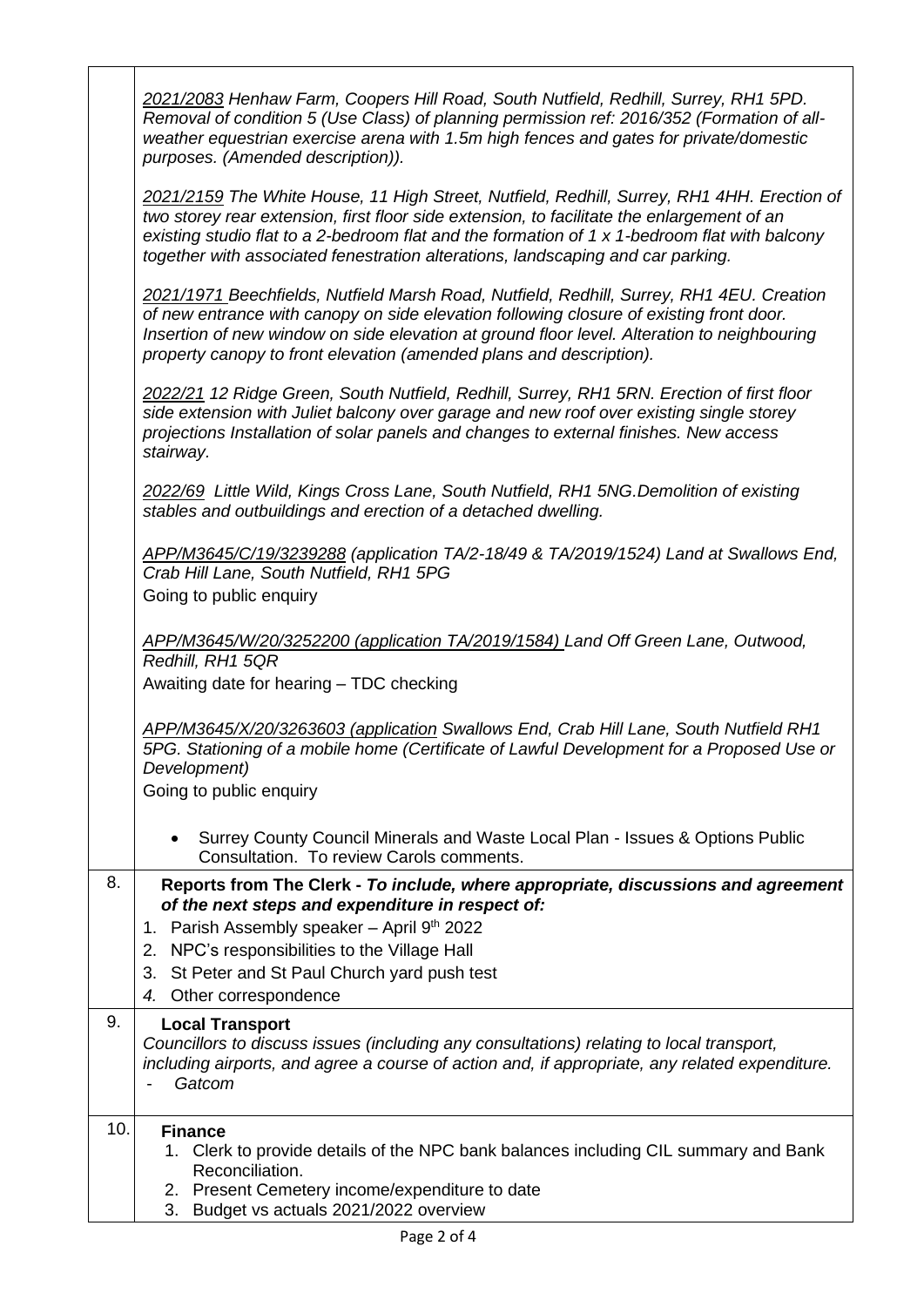| | |
|---|---|
| | *2021/2083 Henhaw Farm, Coopers Hill Road, South Nutfield, Redhill, Surrey, RH1 5PD. Removal of condition 5 (Use Class) of planning permission ref: 2016/352 (Formation of all-weather equestrian exercise arena with 1.5m high fences and gates for private/domestic purposes. (Amended description)).*<br><br>*2021/2159 The White House, 11 High Street, Nutfield, Redhill, Surrey, RH1 4HH. Erection of two storey rear extension, first floor side extension, to facilitate the enlargement of an existing studio flat to a 2-bedroom flat and the formation of 1 x 1-bedroom flat with balcony together with associated fenestration alterations, landscaping and car parking.*<br><br>*2021/1971 Beechfields, Nutfield Marsh Road, Nutfield, Redhill, Surrey, RH1 4EU. Creation of new entrance with canopy on side elevation following closure of existing front door. Insertion of new window on side elevation at ground floor level. Alteration to neighbouring property canopy to front elevation (amended plans and description).*<br><br>*2022/21 12 Ridge Green, South Nutfield, Redhill, Surrey, RH1 5RN. Erection of first floor side extension with Juliet balcony over garage and new roof over existing single storey projections Installation of solar panels and changes to external finishes. New access stairway.*<br><br>*2022/69 Little Wild, Kings Cross Lane, South Nutfield, RH1 5NG.Demolition of existing stables and outbuildings and erection of a detached dwelling.*<br><br>*APP/M3645/C/19/3239288 (application TA/2-18/49 & TA/2019/1524) Land at Swallows End, Crab Hill Lane, South Nutfield, RH1 5PG*<br>Going to public enquiry<br><br>*APP/M3645/W/20/3252200 (application TA/2019/1584) Land Off Green Lane, Outwood, Redhill, RH1 5QR*<br>Awaiting date for hearing – TDC checking<br><br>*APP/M3645/X/20/3263603 (application Swallows End, Crab Hill Lane, South Nutfield RH1 5PG. Stationing of a mobile home (Certificate of Lawful Development for a Proposed Use or Development)*<br>Going to public enquiry<br><br>• Surrey County Council Minerals and Waste Local Plan - Issues & Options Public Consultation. To review Carols comments. |
| 8. | **Reports from The Clerk -** ***To include, where appropriate, discussions and agreement of the next steps and expenditure in respect of:***<br>1. Parish Assembly speaker – April 9th 2022<br>2. NPC's responsibilities to the Village Hall<br>3. St Peter and St Paul Church yard push test<br>4. Other correspondence |
| 9. | **Local Transport**<br>*Councillors to discuss issues (including any consultations) relating to local transport, including airports, and agree a course of action and, if appropriate, any related expenditure.*<br>- *Gatcom* |
| 10. | **Finance**<br>1. Clerk to provide details of the NPC bank balances including CIL summary and Bank Reconciliation.<br>2. Present Cemetery income/expenditure to date<br>3. Budget vs actuals 2021/2022 overview |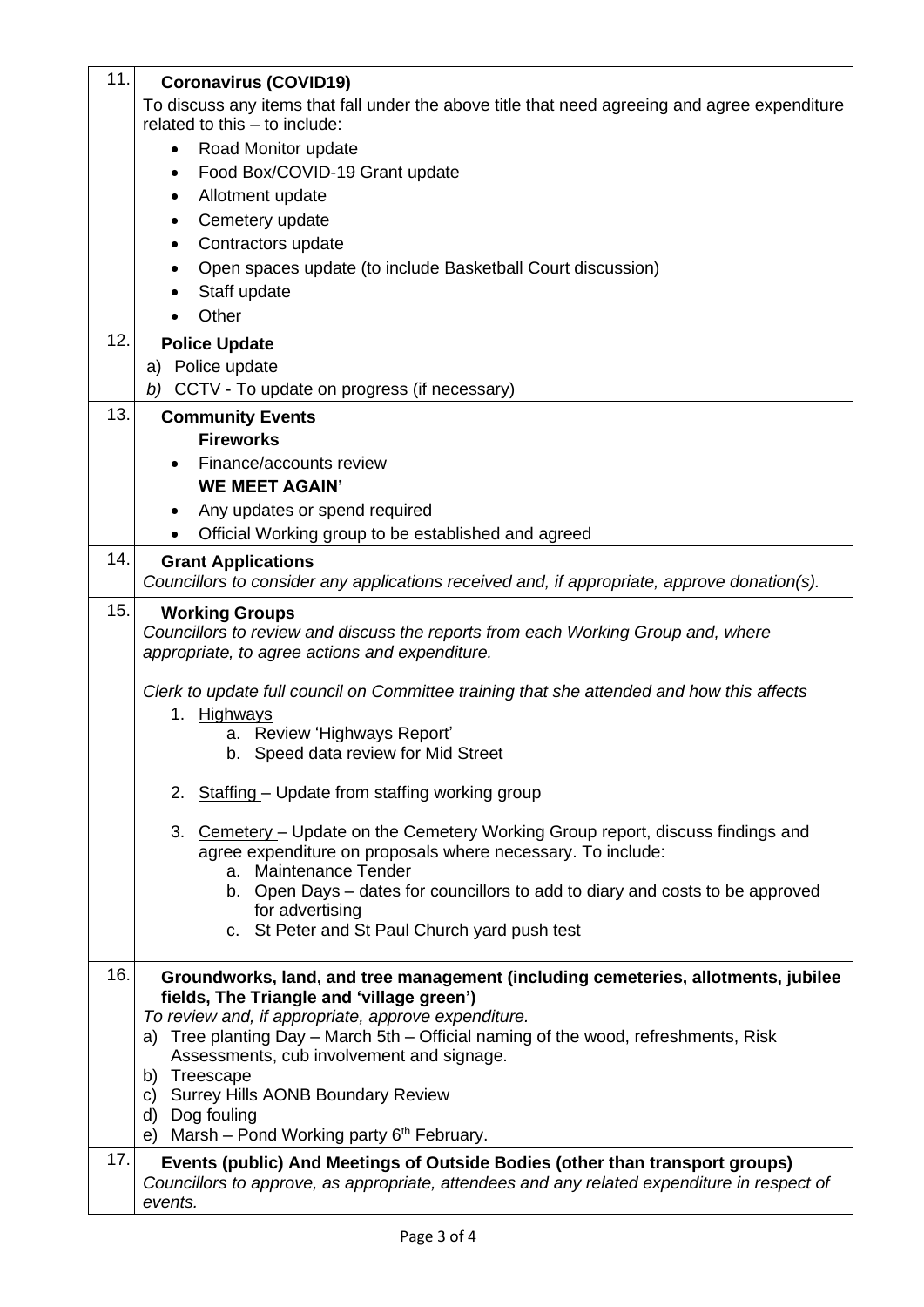| | |
|---|---|
| 11. | **Coronavirus (COVID19)**<br>To discuss any items that fall under the above title that need agreeing and agree expenditure related to this – to include:<br>• Road Monitor update<br>• Food Box/COVID-19 Grant update<br>• Allotment update<br>• Cemetery update<br>• Contractors update<br>• Open spaces update (to include Basketball Court discussion)<br>• Staff update<br>• Other |
| 12. | **Police Update**<br>a) Police update<br>*b)* CCTV - To update on progress (if necessary) |
| 13. | **Community Events**<br>**Fireworks**<br>• Finance/accounts review<br>**WE MEET AGAIN'**<br>• Any updates or spend required<br>• Official Working group to be established and agreed |
| 14. | **Grant Applications**<br>*Councillors to consider any applications received and, if appropriate, approve donation(s).* |
| 15. | **Working Groups**<br>*Councillors to review and discuss the reports from each Working Group and, where appropriate, to agree actions and expenditure.*<br><br>*Clerk to update full council on Committee training that she attended and how this affects*<br>1. Highways<br>a. Review 'Highways Report'<br>b. Speed data review for Mid Street<br><br>2. Staffing – Update from staffing working group<br><br>3. Cemetery – Update on the Cemetery Working Group report, discuss findings and agree expenditure on proposals where necessary. To include:<br>a. Maintenance Tender<br>b. Open Days – dates for councillors to add to diary and costs to be approved for advertising<br>c. St Peter and St Paul Church yard push test |
| 16. | **Groundworks, land, and tree management (including cemeteries, allotments, jubilee fields, The Triangle and 'village green')**<br>*To review and, if appropriate, approve expenditure.*<br>a) Tree planting Day – March 5th – Official naming of the wood, refreshments, Risk Assessments, cub involvement and signage.<br>b) Treescape<br>c) Surrey Hills AONB Boundary Review<br>d) Dog fouling<br>e) Marsh – Pond Working party 6th February. |
| 17. | **Events (public) And Meetings of Outside Bodies (other than transport groups)**<br>*Councillors to approve, as appropriate, attendees and any related expenditure in respect of events.* |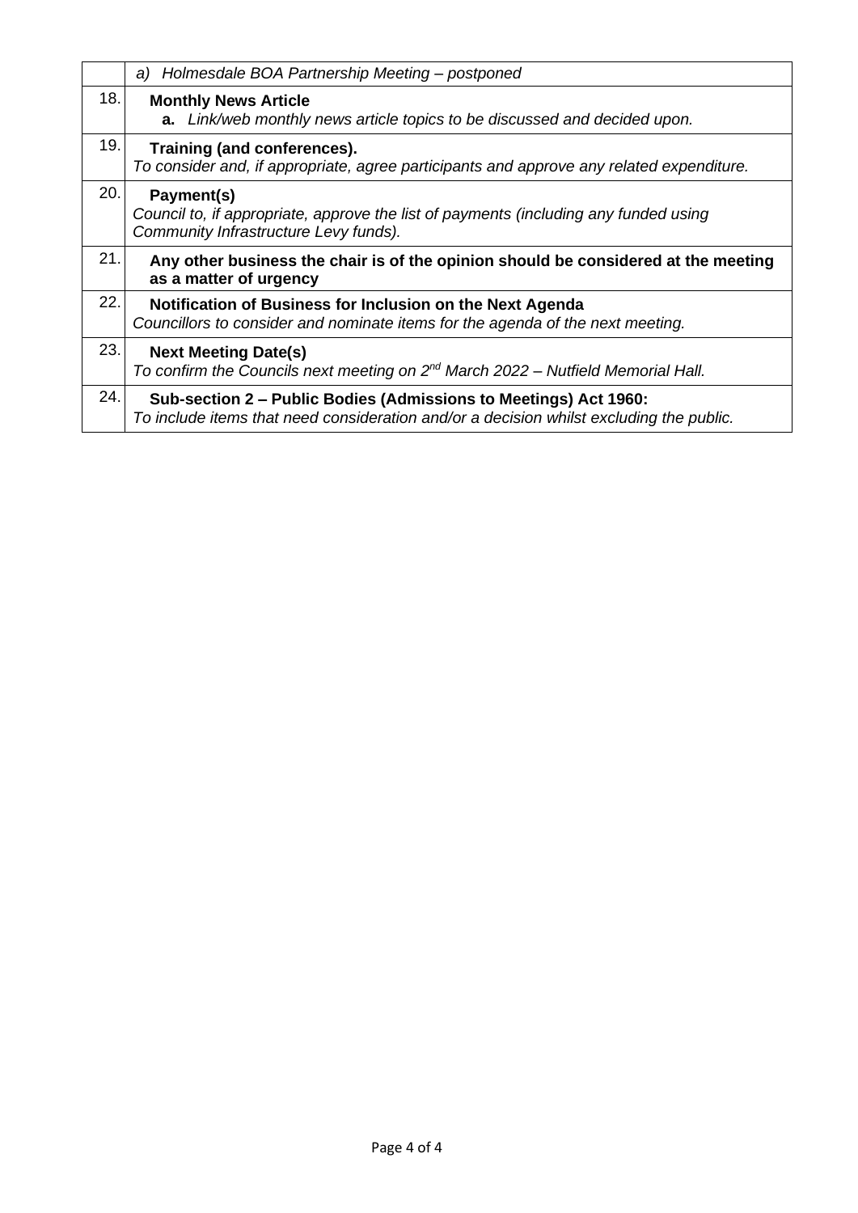| | |
|---|---|
| | *a) Holmesdale BOA Partnership Meeting – postponed* |
| 18. | **Monthly News Article**<br>**a.** *Link/web monthly news article topics to be discussed and decided upon.* |
| 19. | **Training (and conferences).**<br>*To consider and, if appropriate, agree participants and approve any related expenditure.* |
| 20. | **Payment(s)**<br>*Council to, if appropriate, approve the list of payments (including any funded using Community Infrastructure Levy funds).* |
| 21. | **Any other business the chair is of the opinion should be considered at the meeting as a matter of urgency** |
| 22. | **Notification of Business for Inclusion on the Next Agenda**<br>*Councillors to consider and nominate items for the agenda of the next meeting.* |
| 23. | **Next Meeting Date(s)**<br>*To confirm the Councils next meeting on 2nd March 2022 – Nutfield Memorial Hall.* |
| 24. | **Sub-section 2 – Public Bodies (Admissions to Meetings) Act 1960:**<br>*To include items that need consideration and/or a decision whilst excluding the public.* |